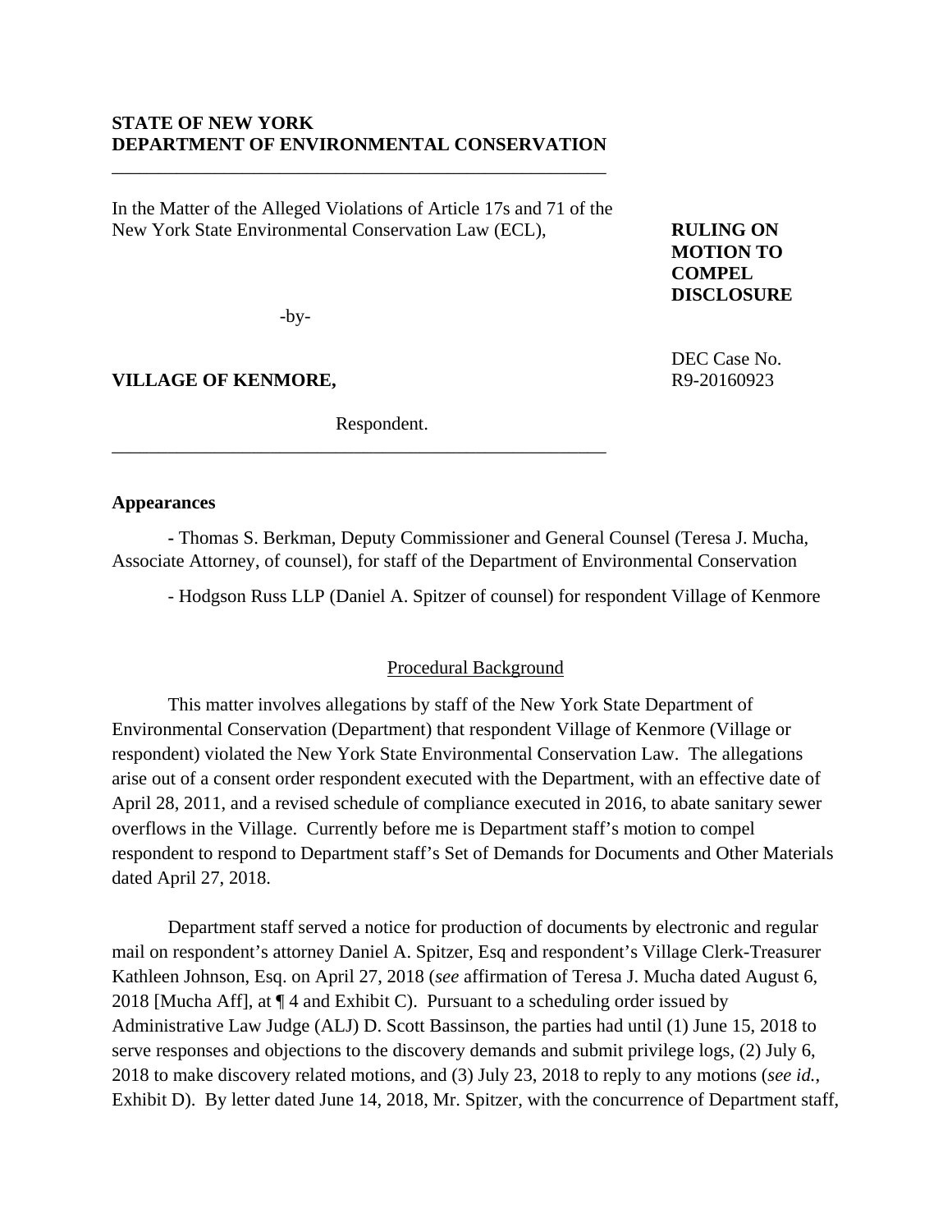**STATE OF NEW YORK**
**DEPARTMENT OF ENVIRONMENTAL CONSERVATION**

---

In the Matter of the Alleged Violations of Article 17s and 71 of the New York State Environmental Conservation Law (ECL),

-by-

**VILLAGE OF KENMORE,**

Respondent.

---

**RULING ON MOTION TO COMPEL DISCLOSURE**

DEC Case No. R9-20160923

**Appearances**

- Thomas S. Berkman, Deputy Commissioner and General Counsel (Teresa J. Mucha, Associate Attorney, of counsel), for staff of the Department of Environmental Conservation

- Hodgson Russ LLP (Daniel A. Spitzer of counsel) for respondent Village of Kenmore

## Procedural Background

This matter involves allegations by staff of the New York State Department of Environmental Conservation (Department) that respondent Village of Kenmore (Village or respondent) violated the New York State Environmental Conservation Law. The allegations arise out of a consent order respondent executed with the Department, with an effective date of April 28, 2011, and a revised schedule of compliance executed in 2016, to abate sanitary sewer overflows in the Village. Currently before me is Department staff's motion to compel respondent to respond to Department staff's Set of Demands for Documents and Other Materials dated April 27, 2018.

Department staff served a notice for production of documents by electronic and regular mail on respondent's attorney Daniel A. Spitzer, Esq and respondent's Village Clerk-Treasurer Kathleen Johnson, Esq. on April 27, 2018 (*see* affirmation of Teresa J. Mucha dated August 6, 2018 [Mucha Aff], at ¶ 4 and Exhibit C). Pursuant to a scheduling order issued by Administrative Law Judge (ALJ) D. Scott Bassinson, the parties had until (1) June 15, 2018 to serve responses and objections to the discovery demands and submit privilege logs, (2) July 6, 2018 to make discovery related motions, and (3) July 23, 2018 to reply to any motions (*see id.*, Exhibit D). By letter dated June 14, 2018, Mr. Spitzer, with the concurrence of Department staff,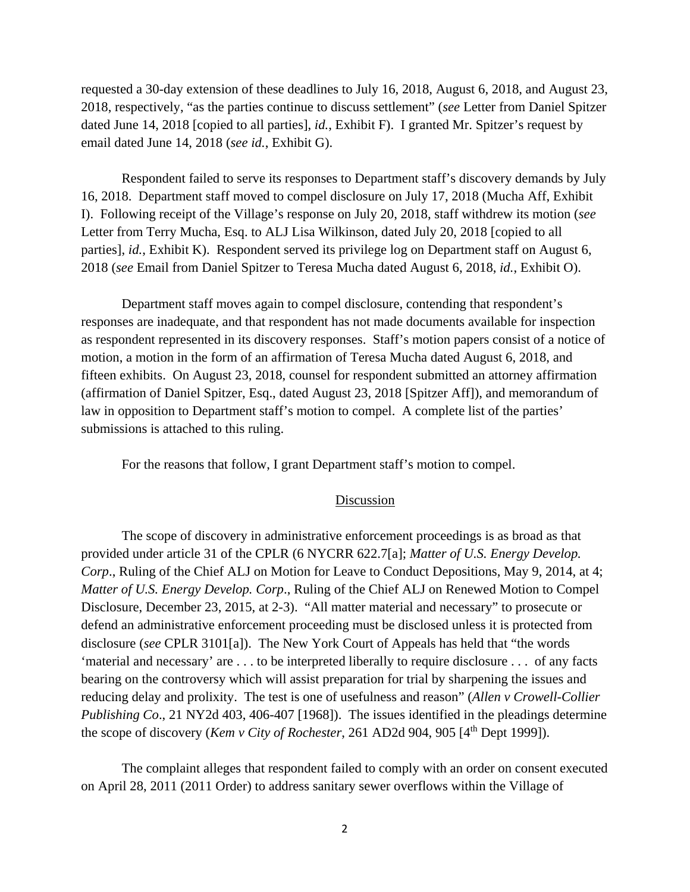requested a 30-day extension of these deadlines to July 16, 2018, August 6, 2018, and August 23, 2018, respectively, "as the parties continue to discuss settlement" (*see* Letter from Daniel Spitzer dated June 14, 2018 [copied to all parties], *id.*, Exhibit F). I granted Mr. Spitzer's request by email dated June 14, 2018 (*see id.*, Exhibit G).

Respondent failed to serve its responses to Department staff's discovery demands by July 16, 2018. Department staff moved to compel disclosure on July 17, 2018 (Mucha Aff, Exhibit I). Following receipt of the Village's response on July 20, 2018, staff withdrew its motion (*see* Letter from Terry Mucha, Esq. to ALJ Lisa Wilkinson, dated July 20, 2018 [copied to all parties], *id.*, Exhibit K). Respondent served its privilege log on Department staff on August 6, 2018 (*see* Email from Daniel Spitzer to Teresa Mucha dated August 6, 2018, *id.*, Exhibit O).

Department staff moves again to compel disclosure, contending that respondent's responses are inadequate, and that respondent has not made documents available for inspection as respondent represented in its discovery responses. Staff's motion papers consist of a notice of motion, a motion in the form of an affirmation of Teresa Mucha dated August 6, 2018, and fifteen exhibits. On August 23, 2018, counsel for respondent submitted an attorney affirmation (affirmation of Daniel Spitzer, Esq., dated August 23, 2018 [Spitzer Aff]), and memorandum of law in opposition to Department staff's motion to compel. A complete list of the parties' submissions is attached to this ruling.

For the reasons that follow, I grant Department staff's motion to compel.

## Discussion

The scope of discovery in administrative enforcement proceedings is as broad as that provided under article 31 of the CPLR (6 NYCRR 622.7[a]; *Matter of U.S. Energy Develop. Corp*., Ruling of the Chief ALJ on Motion for Leave to Conduct Depositions, May 9, 2014, at 4; *Matter of U.S. Energy Develop. Corp*., Ruling of the Chief ALJ on Renewed Motion to Compel Disclosure, December 23, 2015, at 2-3). "All matter material and necessary" to prosecute or defend an administrative enforcement proceeding must be disclosed unless it is protected from disclosure (*see* CPLR 3101[a]). The New York Court of Appeals has held that "the words 'material and necessary' are . . . to be interpreted liberally to require disclosure . . . of any facts bearing on the controversy which will assist preparation for trial by sharpening the issues and reducing delay and prolixity. The test is one of usefulness and reason" (*Allen v Crowell-Collier Publishing Co*., 21 NY2d 403, 406-407 [1968]). The issues identified in the pleadings determine the scope of discovery (*Kem v City of Rochester*, 261 AD2d 904, 905 [4th Dept 1999]).

The complaint alleges that respondent failed to comply with an order on consent executed on April 28, 2011 (2011 Order) to address sanitary sewer overflows within the Village of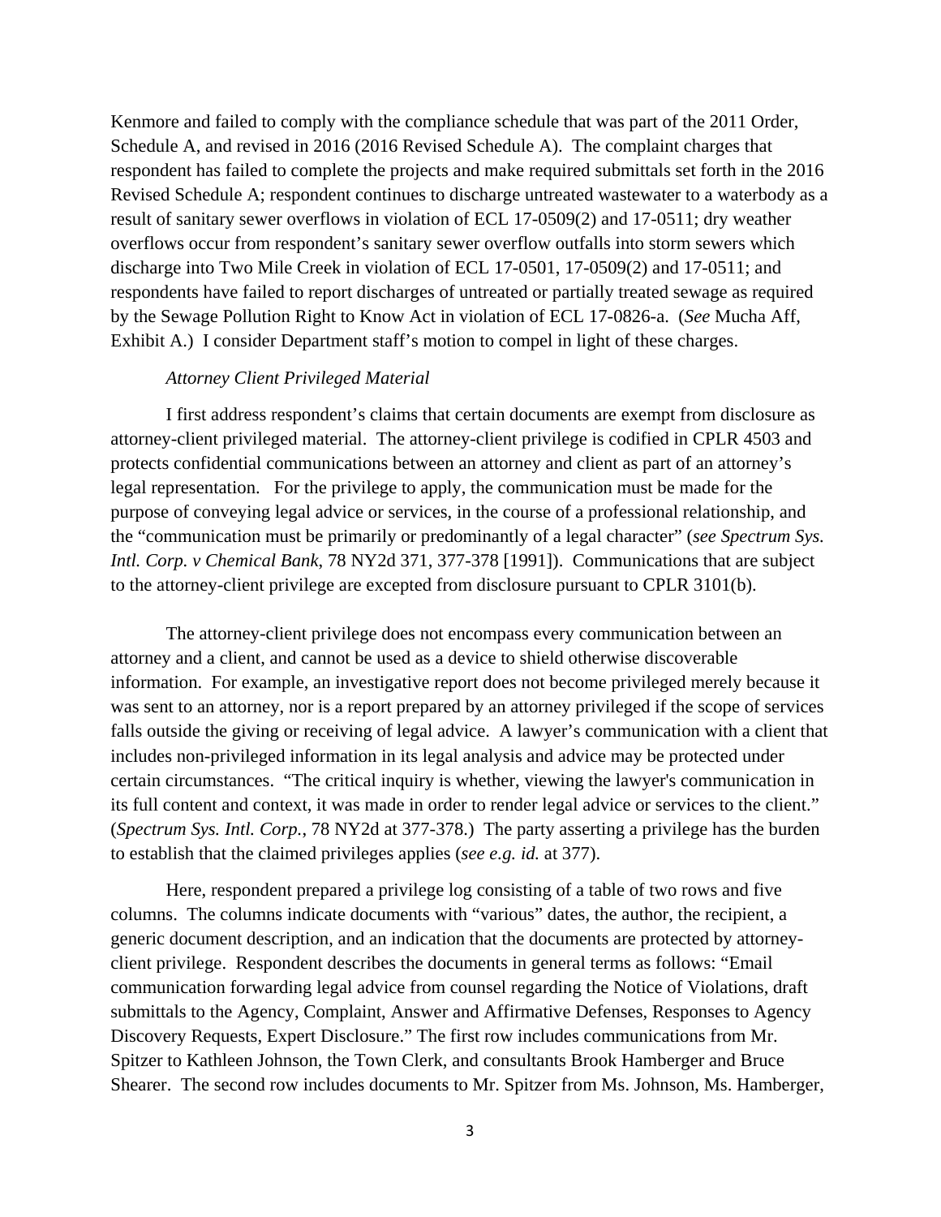Kenmore and failed to comply with the compliance schedule that was part of the 2011 Order, Schedule A, and revised in 2016 (2016 Revised Schedule A). The complaint charges that respondent has failed to complete the projects and make required submittals set forth in the 2016 Revised Schedule A; respondent continues to discharge untreated wastewater to a waterbody as a result of sanitary sewer overflows in violation of ECL 17-0509(2) and 17-0511; dry weather overflows occur from respondent's sanitary sewer overflow outfalls into storm sewers which discharge into Two Mile Creek in violation of ECL 17-0501, 17-0509(2) and 17-0511; and respondents have failed to report discharges of untreated or partially treated sewage as required by the Sewage Pollution Right to Know Act in violation of ECL 17-0826-a. (*See* Mucha Aff, Exhibit A.) I consider Department staff's motion to compel in light of these charges.

*Attorney Client Privileged Material*

I first address respondent's claims that certain documents are exempt from disclosure as attorney-client privileged material. The attorney-client privilege is codified in CPLR 4503 and protects confidential communications between an attorney and client as part of an attorney's legal representation. For the privilege to apply, the communication must be made for the purpose of conveying legal advice or services, in the course of a professional relationship, and the "communication must be primarily or predominantly of a legal character" (*see Spectrum Sys. Intl. Corp. v Chemical Bank*, 78 NY2d 371, 377-378 [1991]). Communications that are subject to the attorney-client privilege are excepted from disclosure pursuant to CPLR 3101(b).

The attorney-client privilege does not encompass every communication between an attorney and a client, and cannot be used as a device to shield otherwise discoverable information. For example, an investigative report does not become privileged merely because it was sent to an attorney, nor is a report prepared by an attorney privileged if the scope of services falls outside the giving or receiving of legal advice. A lawyer's communication with a client that includes non-privileged information in its legal analysis and advice may be protected under certain circumstances. "The critical inquiry is whether, viewing the lawyer's communication in its full content and context, it was made in order to render legal advice or services to the client." (*Spectrum Sys. Intl. Corp.*, 78 NY2d at 377-378.) The party asserting a privilege has the burden to establish that the claimed privileges applies (*see e.g. id.* at 377).

Here, respondent prepared a privilege log consisting of a table of two rows and five columns. The columns indicate documents with "various" dates, the author, the recipient, a generic document description, and an indication that the documents are protected by attorney-client privilege. Respondent describes the documents in general terms as follows: "Email communication forwarding legal advice from counsel regarding the Notice of Violations, draft submittals to the Agency, Complaint, Answer and Affirmative Defenses, Responses to Agency Discovery Requests, Expert Disclosure." The first row includes communications from Mr. Spitzer to Kathleen Johnson, the Town Clerk, and consultants Brook Hamberger and Bruce Shearer. The second row includes documents to Mr. Spitzer from Ms. Johnson, Ms. Hamberger,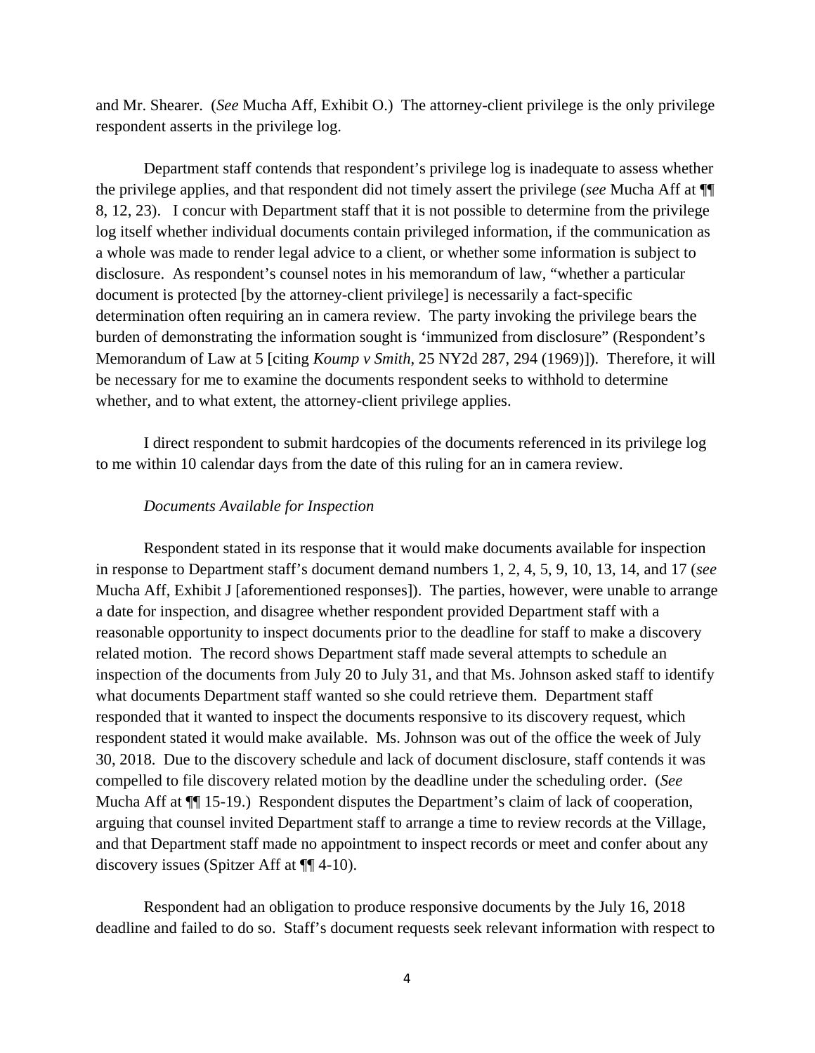and Mr. Shearer. (*See* Mucha Aff, Exhibit O.) The attorney-client privilege is the only privilege respondent asserts in the privilege log.

Department staff contends that respondent's privilege log is inadequate to assess whether the privilege applies, and that respondent did not timely assert the privilege (*see* Mucha Aff at ¶¶ 8, 12, 23). I concur with Department staff that it is not possible to determine from the privilege log itself whether individual documents contain privileged information, if the communication as a whole was made to render legal advice to a client, or whether some information is subject to disclosure. As respondent's counsel notes in his memorandum of law, "whether a particular document is protected [by the attorney-client privilege] is necessarily a fact-specific determination often requiring an in camera review. The party invoking the privilege bears the burden of demonstrating the information sought is 'immunized from disclosure" (Respondent's Memorandum of Law at 5 [citing *Koump v Smith*, 25 NY2d 287, 294 (1969)]). Therefore, it will be necessary for me to examine the documents respondent seeks to withhold to determine whether, and to what extent, the attorney-client privilege applies.

I direct respondent to submit hardcopies of the documents referenced in its privilege log to me within 10 calendar days from the date of this ruling for an in camera review.

*Documents Available for Inspection*

Respondent stated in its response that it would make documents available for inspection in response to Department staff's document demand numbers 1, 2, 4, 5, 9, 10, 13, 14, and 17 (*see* Mucha Aff, Exhibit J [aforementioned responses]). The parties, however, were unable to arrange a date for inspection, and disagree whether respondent provided Department staff with a reasonable opportunity to inspect documents prior to the deadline for staff to make a discovery related motion. The record shows Department staff made several attempts to schedule an inspection of the documents from July 20 to July 31, and that Ms. Johnson asked staff to identify what documents Department staff wanted so she could retrieve them. Department staff responded that it wanted to inspect the documents responsive to its discovery request, which respondent stated it would make available. Ms. Johnson was out of the office the week of July 30, 2018. Due to the discovery schedule and lack of document disclosure, staff contends it was compelled to file discovery related motion by the deadline under the scheduling order. (*See* Mucha Aff at ¶¶ 15-19.) Respondent disputes the Department's claim of lack of cooperation, arguing that counsel invited Department staff to arrange a time to review records at the Village, and that Department staff made no appointment to inspect records or meet and confer about any discovery issues (Spitzer Aff at ¶¶ 4-10).

Respondent had an obligation to produce responsive documents by the July 16, 2018 deadline and failed to do so. Staff's document requests seek relevant information with respect to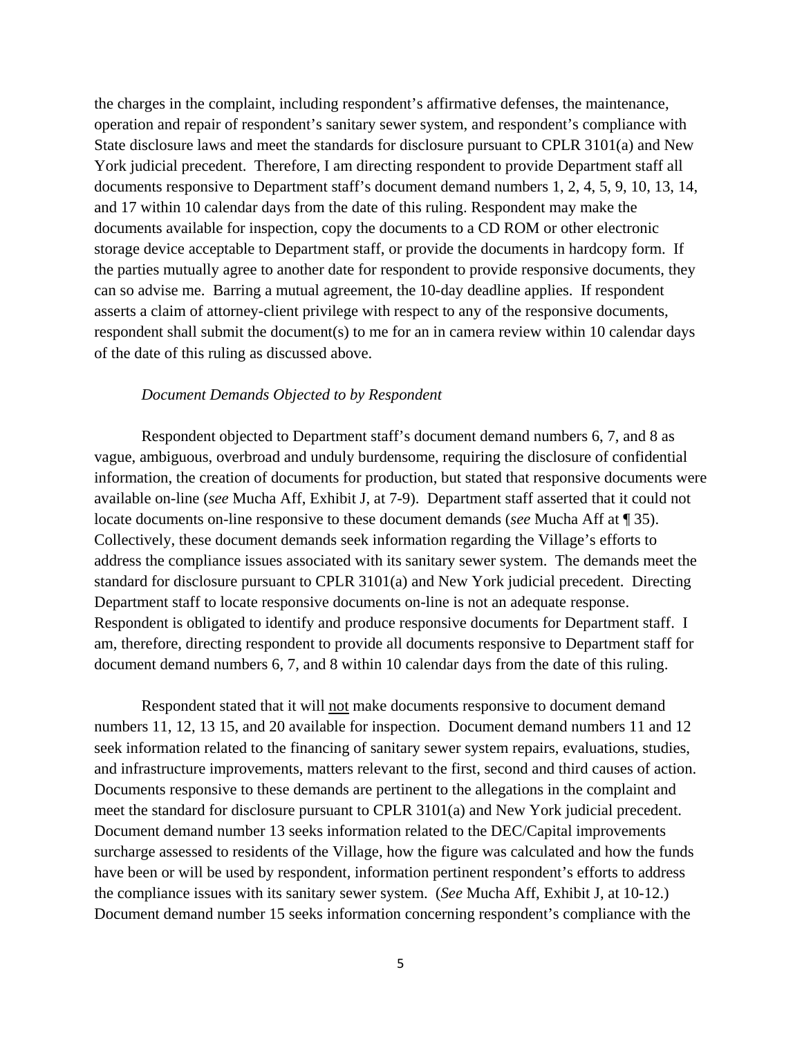the charges in the complaint, including respondent's affirmative defenses, the maintenance, operation and repair of respondent's sanitary sewer system, and respondent's compliance with State disclosure laws and meet the standards for disclosure pursuant to CPLR 3101(a) and New York judicial precedent. Therefore, I am directing respondent to provide Department staff all documents responsive to Department staff's document demand numbers 1, 2, 4, 5, 9, 10, 13, 14, and 17 within 10 calendar days from the date of this ruling. Respondent may make the documents available for inspection, copy the documents to a CD ROM or other electronic storage device acceptable to Department staff, or provide the documents in hardcopy form. If the parties mutually agree to another date for respondent to provide responsive documents, they can so advise me. Barring a mutual agreement, the 10-day deadline applies. If respondent asserts a claim of attorney-client privilege with respect to any of the responsive documents, respondent shall submit the document(s) to me for an in camera review within 10 calendar days of the date of this ruling as discussed above.

*Document Demands Objected to by Respondent*

Respondent objected to Department staff's document demand numbers 6, 7, and 8 as vague, ambiguous, overbroad and unduly burdensome, requiring the disclosure of confidential information, the creation of documents for production, but stated that responsive documents were available on-line (*see* Mucha Aff, Exhibit J, at 7-9). Department staff asserted that it could not locate documents on-line responsive to these document demands (*see* Mucha Aff at ¶ 35). Collectively, these document demands seek information regarding the Village's efforts to address the compliance issues associated with its sanitary sewer system. The demands meet the standard for disclosure pursuant to CPLR 3101(a) and New York judicial precedent. Directing Department staff to locate responsive documents on-line is not an adequate response. Respondent is obligated to identify and produce responsive documents for Department staff. I am, therefore, directing respondent to provide all documents responsive to Department staff for document demand numbers 6, 7, and 8 within 10 calendar days from the date of this ruling.

Respondent stated that it will <u>not</u> make documents responsive to document demand numbers 11, 12, 13 15, and 20 available for inspection. Document demand numbers 11 and 12 seek information related to the financing of sanitary sewer system repairs, evaluations, studies, and infrastructure improvements, matters relevant to the first, second and third causes of action. Documents responsive to these demands are pertinent to the allegations in the complaint and meet the standard for disclosure pursuant to CPLR 3101(a) and New York judicial precedent. Document demand number 13 seeks information related to the DEC/Capital improvements surcharge assessed to residents of the Village, how the figure was calculated and how the funds have been or will be used by respondent, information pertinent respondent's efforts to address the compliance issues with its sanitary sewer system. (*See* Mucha Aff, Exhibit J, at 10-12.) Document demand number 15 seeks information concerning respondent's compliance with the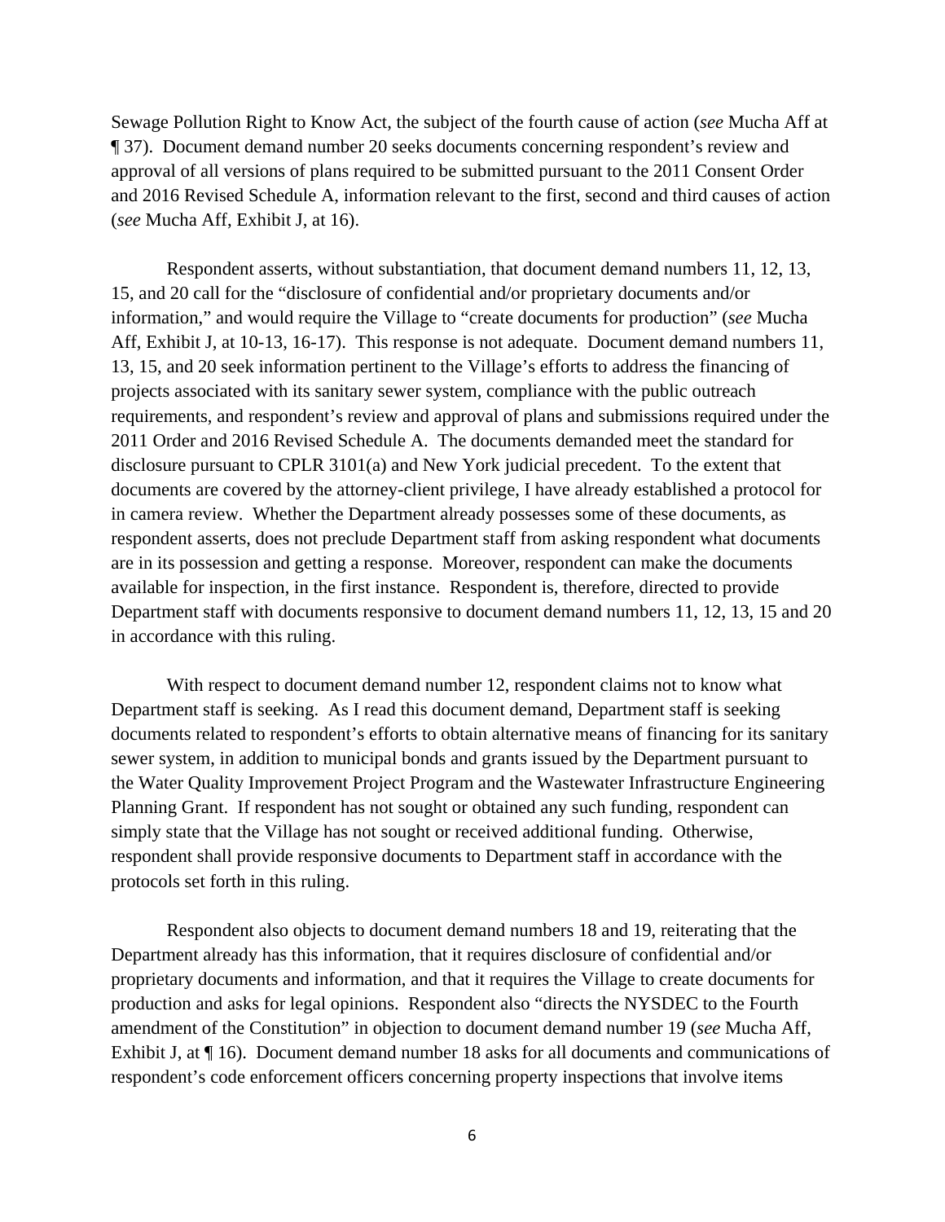Sewage Pollution Right to Know Act, the subject of the fourth cause of action (*see* Mucha Aff at ¶ 37). Document demand number 20 seeks documents concerning respondent's review and approval of all versions of plans required to be submitted pursuant to the 2011 Consent Order and 2016 Revised Schedule A, information relevant to the first, second and third causes of action (*see* Mucha Aff, Exhibit J, at 16).

Respondent asserts, without substantiation, that document demand numbers 11, 12, 13, 15, and 20 call for the "disclosure of confidential and/or proprietary documents and/or information," and would require the Village to "create documents for production" (*see* Mucha Aff, Exhibit J, at 10-13, 16-17). This response is not adequate. Document demand numbers 11, 13, 15, and 20 seek information pertinent to the Village's efforts to address the financing of projects associated with its sanitary sewer system, compliance with the public outreach requirements, and respondent's review and approval of plans and submissions required under the 2011 Order and 2016 Revised Schedule A. The documents demanded meet the standard for disclosure pursuant to CPLR 3101(a) and New York judicial precedent. To the extent that documents are covered by the attorney-client privilege, I have already established a protocol for in camera review. Whether the Department already possesses some of these documents, as respondent asserts, does not preclude Department staff from asking respondent what documents are in its possession and getting a response. Moreover, respondent can make the documents available for inspection, in the first instance. Respondent is, therefore, directed to provide Department staff with documents responsive to document demand numbers 11, 12, 13, 15 and 20 in accordance with this ruling.

With respect to document demand number 12, respondent claims not to know what Department staff is seeking. As I read this document demand, Department staff is seeking documents related to respondent's efforts to obtain alternative means of financing for its sanitary sewer system, in addition to municipal bonds and grants issued by the Department pursuant to the Water Quality Improvement Project Program and the Wastewater Infrastructure Engineering Planning Grant. If respondent has not sought or obtained any such funding, respondent can simply state that the Village has not sought or received additional funding. Otherwise, respondent shall provide responsive documents to Department staff in accordance with the protocols set forth in this ruling.

Respondent also objects to document demand numbers 18 and 19, reiterating that the Department already has this information, that it requires disclosure of confidential and/or proprietary documents and information, and that it requires the Village to create documents for production and asks for legal opinions. Respondent also "directs the NYSDEC to the Fourth amendment of the Constitution" in objection to document demand number 19 (*see* Mucha Aff, Exhibit J, at ¶ 16). Document demand number 18 asks for all documents and communications of respondent's code enforcement officers concerning property inspections that involve items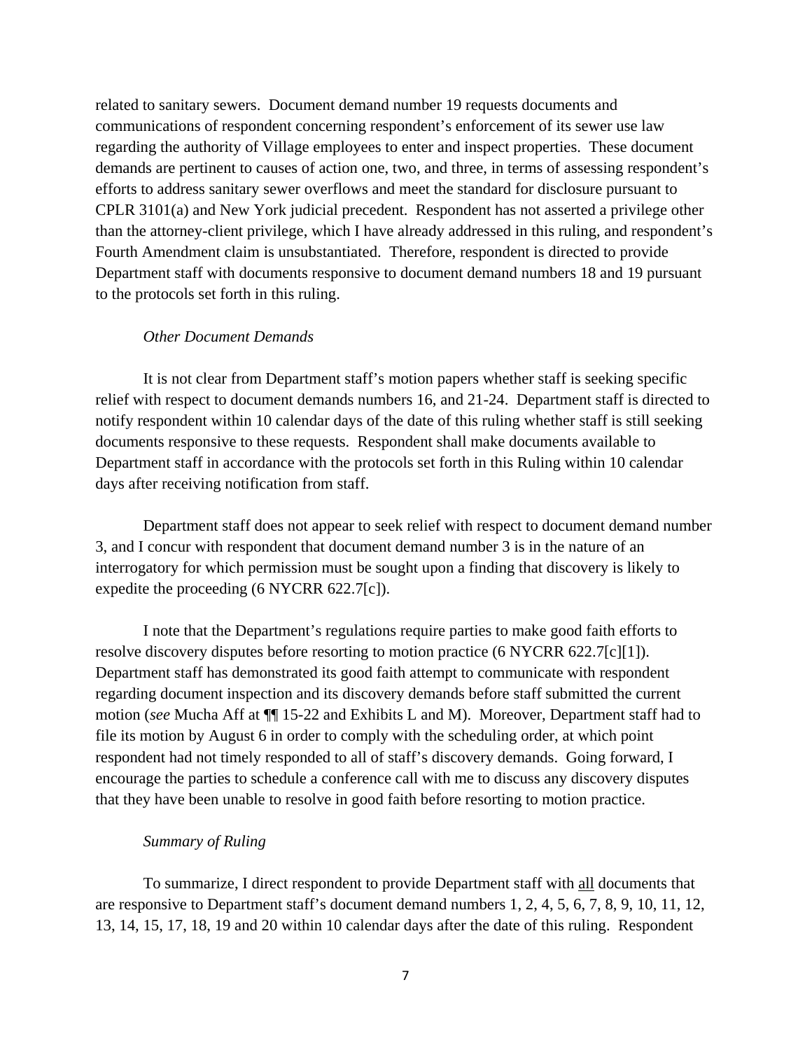related to sanitary sewers. Document demand number 19 requests documents and communications of respondent concerning respondent's enforcement of its sewer use law regarding the authority of Village employees to enter and inspect properties. These document demands are pertinent to causes of action one, two, and three, in terms of assessing respondent's efforts to address sanitary sewer overflows and meet the standard for disclosure pursuant to CPLR 3101(a) and New York judicial precedent. Respondent has not asserted a privilege other than the attorney-client privilege, which I have already addressed in this ruling, and respondent's Fourth Amendment claim is unsubstantiated. Therefore, respondent is directed to provide Department staff with documents responsive to document demand numbers 18 and 19 pursuant to the protocols set forth in this ruling.

*Other Document Demands*

It is not clear from Department staff's motion papers whether staff is seeking specific relief with respect to document demands numbers 16, and 21-24. Department staff is directed to notify respondent within 10 calendar days of the date of this ruling whether staff is still seeking documents responsive to these requests. Respondent shall make documents available to Department staff in accordance with the protocols set forth in this Ruling within 10 calendar days after receiving notification from staff.

Department staff does not appear to seek relief with respect to document demand number 3, and I concur with respondent that document demand number 3 is in the nature of an interrogatory for which permission must be sought upon a finding that discovery is likely to expedite the proceeding (6 NYCRR 622.7[c]).

I note that the Department's regulations require parties to make good faith efforts to resolve discovery disputes before resorting to motion practice (6 NYCRR 622.7[c][1]). Department staff has demonstrated its good faith attempt to communicate with respondent regarding document inspection and its discovery demands before staff submitted the current motion (*see* Mucha Aff at ¶¶ 15-22 and Exhibits L and M). Moreover, Department staff had to file its motion by August 6 in order to comply with the scheduling order, at which point respondent had not timely responded to all of staff's discovery demands. Going forward, I encourage the parties to schedule a conference call with me to discuss any discovery disputes that they have been unable to resolve in good faith before resorting to motion practice.

*Summary of Ruling*

To summarize, I direct respondent to provide Department staff with <u>all</u> documents that are responsive to Department staff's document demand numbers 1, 2, 4, 5, 6, 7, 8, 9, 10, 11, 12, 13, 14, 15, 17, 18, 19 and 20 within 10 calendar days after the date of this ruling. Respondent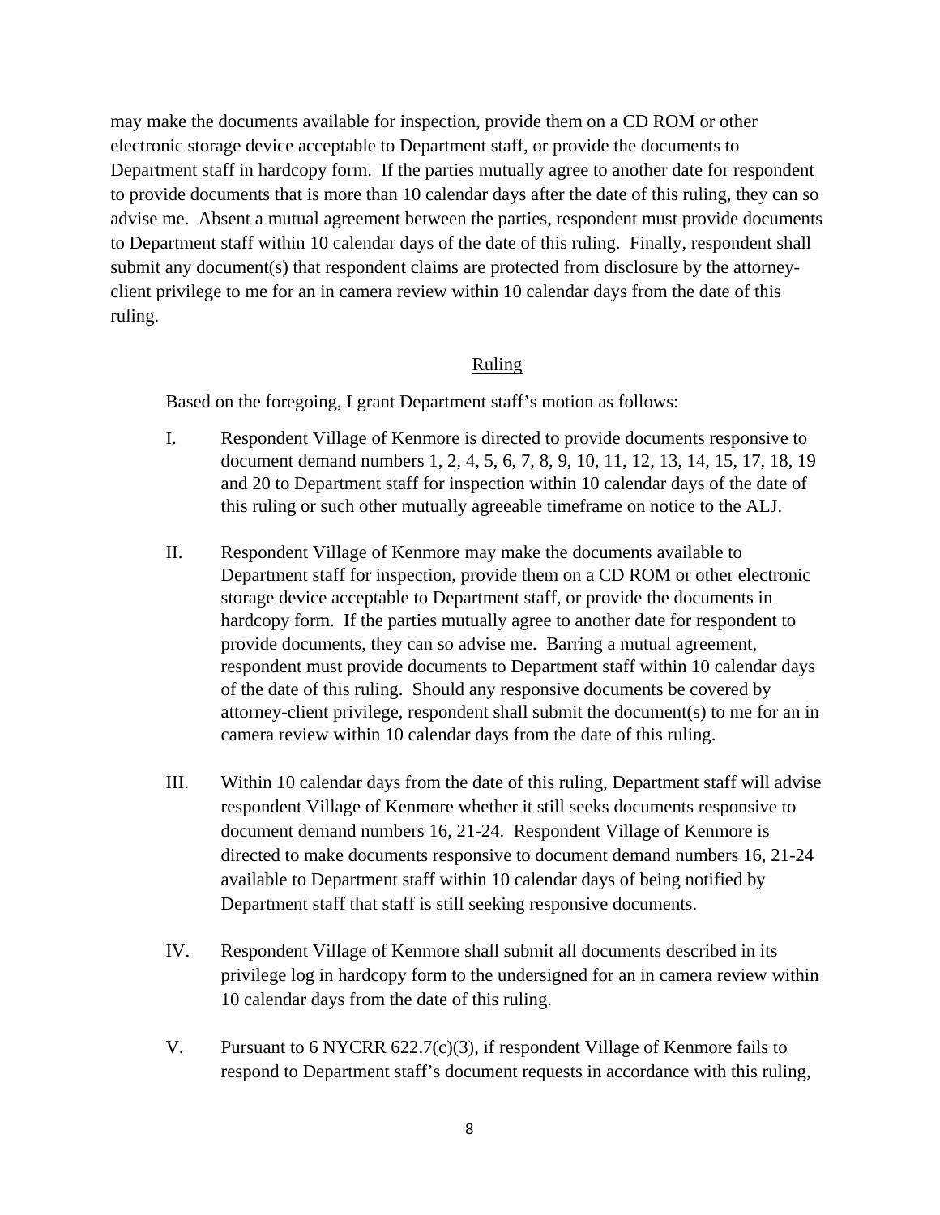may make the documents available for inspection, provide them on a CD ROM or other electronic storage device acceptable to Department staff, or provide the documents to Department staff in hardcopy form. If the parties mutually agree to another date for respondent to provide documents that is more than 10 calendar days after the date of this ruling, they can so advise me. Absent a mutual agreement between the parties, respondent must provide documents to Department staff within 10 calendar days of the date of this ruling. Finally, respondent shall submit any document(s) that respondent claims are protected from disclosure by the attorney-client privilege to me for an in camera review within 10 calendar days from the date of this ruling.

## Ruling

Based on the foregoing, I grant Department staff's motion as follows:

I. Respondent Village of Kenmore is directed to provide documents responsive to document demand numbers 1, 2, 4, 5, 6, 7, 8, 9, 10, 11, 12, 13, 14, 15, 17, 18, 19 and 20 to Department staff for inspection within 10 calendar days of the date of this ruling or such other mutually agreeable timeframe on notice to the ALJ.

II. Respondent Village of Kenmore may make the documents available to Department staff for inspection, provide them on a CD ROM or other electronic storage device acceptable to Department staff, or provide the documents in hardcopy form. If the parties mutually agree to another date for respondent to provide documents, they can so advise me. Barring a mutual agreement, respondent must provide documents to Department staff within 10 calendar days of the date of this ruling. Should any responsive documents be covered by attorney-client privilege, respondent shall submit the document(s) to me for an in camera review within 10 calendar days from the date of this ruling.

III. Within 10 calendar days from the date of this ruling, Department staff will advise respondent Village of Kenmore whether it still seeks documents responsive to document demand numbers 16, 21-24. Respondent Village of Kenmore is directed to make documents responsive to document demand numbers 16, 21-24 available to Department staff within 10 calendar days of being notified by Department staff that staff is still seeking responsive documents.

IV. Respondent Village of Kenmore shall submit all documents described in its privilege log in hardcopy form to the undersigned for an in camera review within 10 calendar days from the date of this ruling.

V. Pursuant to 6 NYCRR 622.7(c)(3), if respondent Village of Kenmore fails to respond to Department staff's document requests in accordance with this ruling,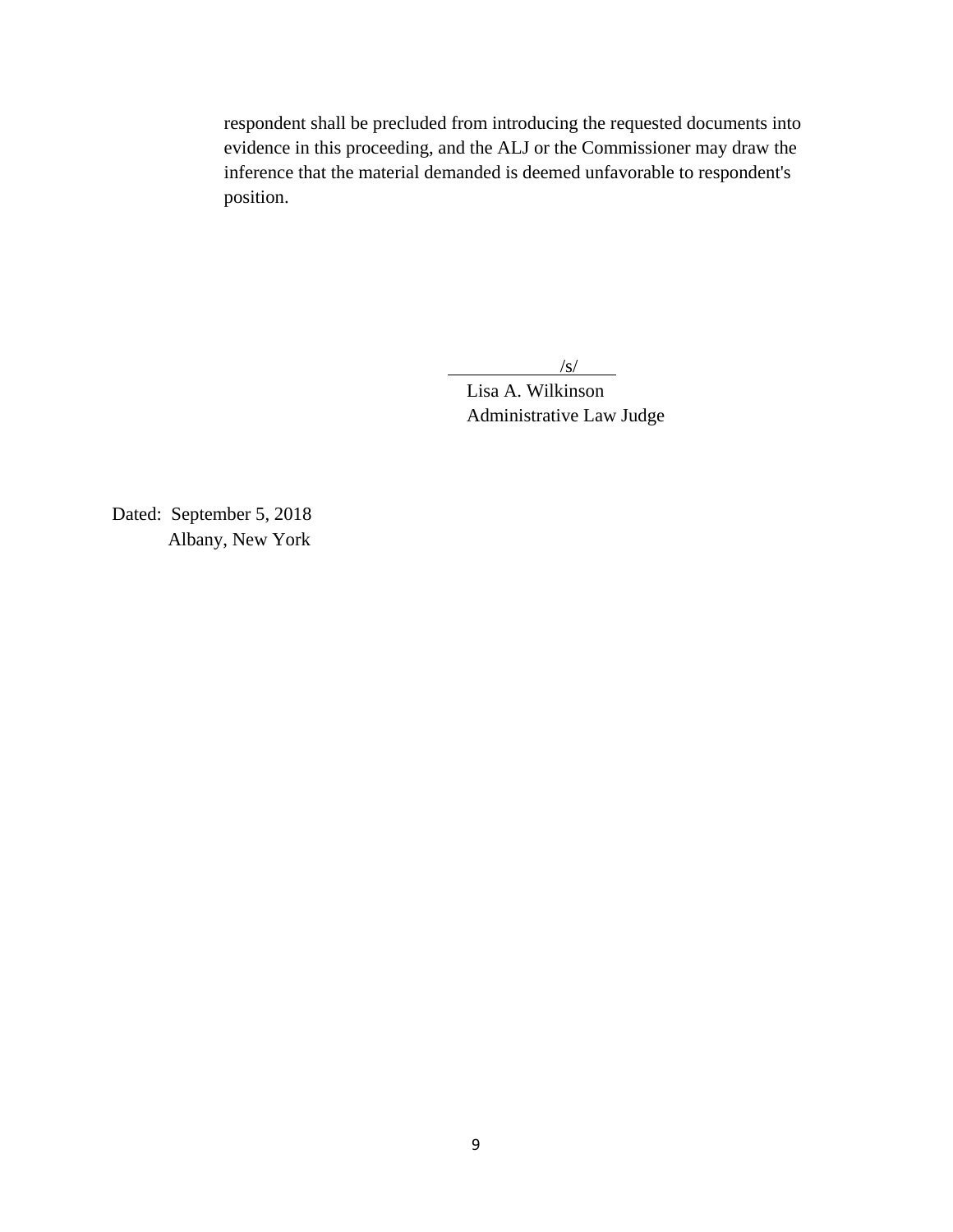respondent shall be precluded from introducing the requested documents into evidence in this proceeding, and the ALJ or the Commissioner may draw the inference that the material demanded is deemed unfavorable to respondent's position.

/s/
Lisa A. Wilkinson
Administrative Law Judge

Dated: September 5, 2018
Albany, New York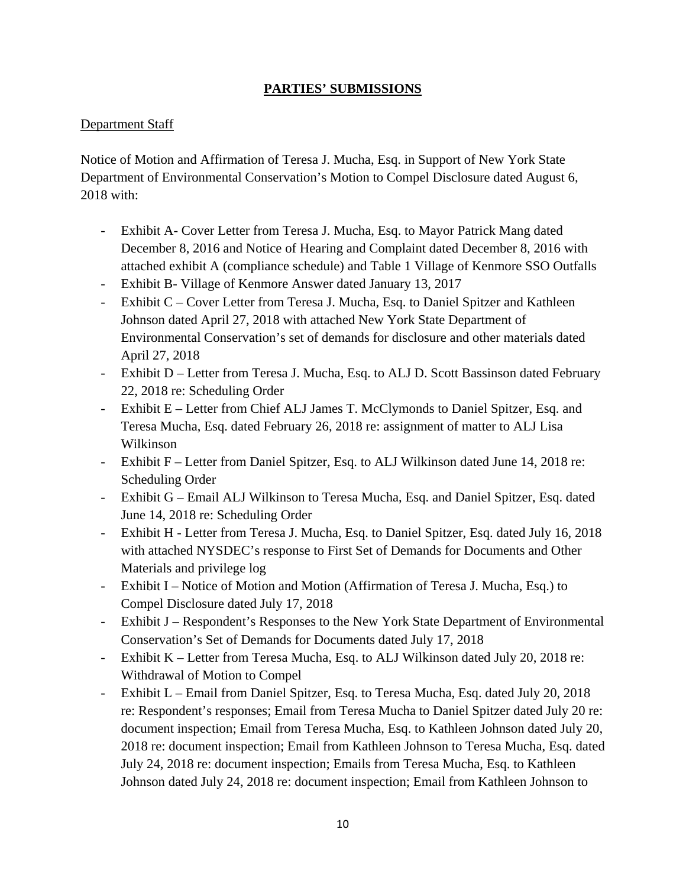## PARTIES' SUBMISSIONS

Department Staff

Notice of Motion and Affirmation of Teresa J. Mucha, Esq. in Support of New York State Department of Environmental Conservation's Motion to Compel Disclosure dated August 6, 2018 with:

- Exhibit A- Cover Letter from Teresa J. Mucha, Esq. to Mayor Patrick Mang dated December 8, 2016 and Notice of Hearing and Complaint dated December 8, 2016 with attached exhibit A (compliance schedule) and Table 1 Village of Kenmore SSO Outfalls
- Exhibit B- Village of Kenmore Answer dated January 13, 2017
- Exhibit C – Cover Letter from Teresa J. Mucha, Esq. to Daniel Spitzer and Kathleen Johnson dated April 27, 2018 with attached New York State Department of Environmental Conservation's set of demands for disclosure and other materials dated April 27, 2018
- Exhibit D – Letter from Teresa J. Mucha, Esq. to ALJ D. Scott Bassinson dated February 22, 2018 re: Scheduling Order
- Exhibit E – Letter from Chief ALJ James T. McClymonds to Daniel Spitzer, Esq. and Teresa Mucha, Esq. dated February 26, 2018 re: assignment of matter to ALJ Lisa Wilkinson
- Exhibit F – Letter from Daniel Spitzer, Esq. to ALJ Wilkinson dated June 14, 2018 re: Scheduling Order
- Exhibit G – Email ALJ Wilkinson to Teresa Mucha, Esq. and Daniel Spitzer, Esq. dated June 14, 2018 re: Scheduling Order
- Exhibit H - Letter from Teresa J. Mucha, Esq. to Daniel Spitzer, Esq. dated July 16, 2018 with attached NYSDEC's response to First Set of Demands for Documents and Other Materials and privilege log
- Exhibit I – Notice of Motion and Motion (Affirmation of Teresa J. Mucha, Esq.) to Compel Disclosure dated July 17, 2018
- Exhibit J – Respondent's Responses to the New York State Department of Environmental Conservation's Set of Demands for Documents dated July 17, 2018
- Exhibit K – Letter from Teresa Mucha, Esq. to ALJ Wilkinson dated July 20, 2018 re: Withdrawal of Motion to Compel
- Exhibit L – Email from Daniel Spitzer, Esq. to Teresa Mucha, Esq. dated July 20, 2018 re: Respondent's responses; Email from Teresa Mucha to Daniel Spitzer dated July 20 re: document inspection; Email from Teresa Mucha, Esq. to Kathleen Johnson dated July 20, 2018 re: document inspection; Email from Kathleen Johnson to Teresa Mucha, Esq. dated July 24, 2018 re: document inspection; Emails from Teresa Mucha, Esq. to Kathleen Johnson dated July 24, 2018 re: document inspection; Email from Kathleen Johnson to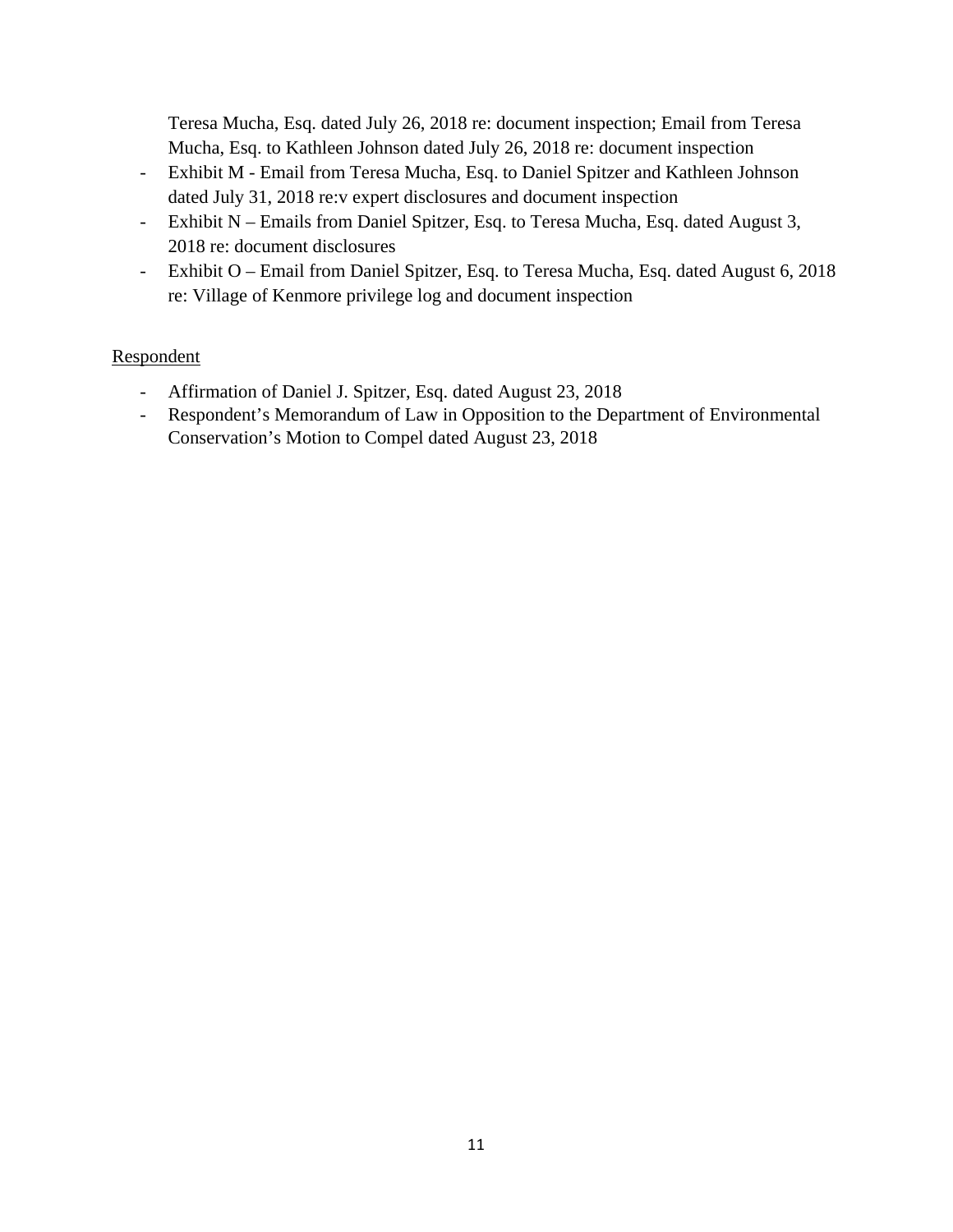Teresa Mucha, Esq. dated July 26, 2018 re: document inspection; Email from Teresa Mucha, Esq. to Kathleen Johnson dated July 26, 2018 re: document inspection

- Exhibit M - Email from Teresa Mucha, Esq. to Daniel Spitzer and Kathleen Johnson dated July 31, 2018 re:v expert disclosures and document inspection
- Exhibit N – Emails from Daniel Spitzer, Esq. to Teresa Mucha, Esq. dated August 3, 2018 re: document disclosures
- Exhibit O – Email from Daniel Spitzer, Esq. to Teresa Mucha, Esq. dated August 6, 2018 re: Village of Kenmore privilege log and document inspection

<u>Respondent</u>

- Affirmation of Daniel J. Spitzer, Esq. dated August 23, 2018
- Respondent's Memorandum of Law in Opposition to the Department of Environmental Conservation's Motion to Compel dated August 23, 2018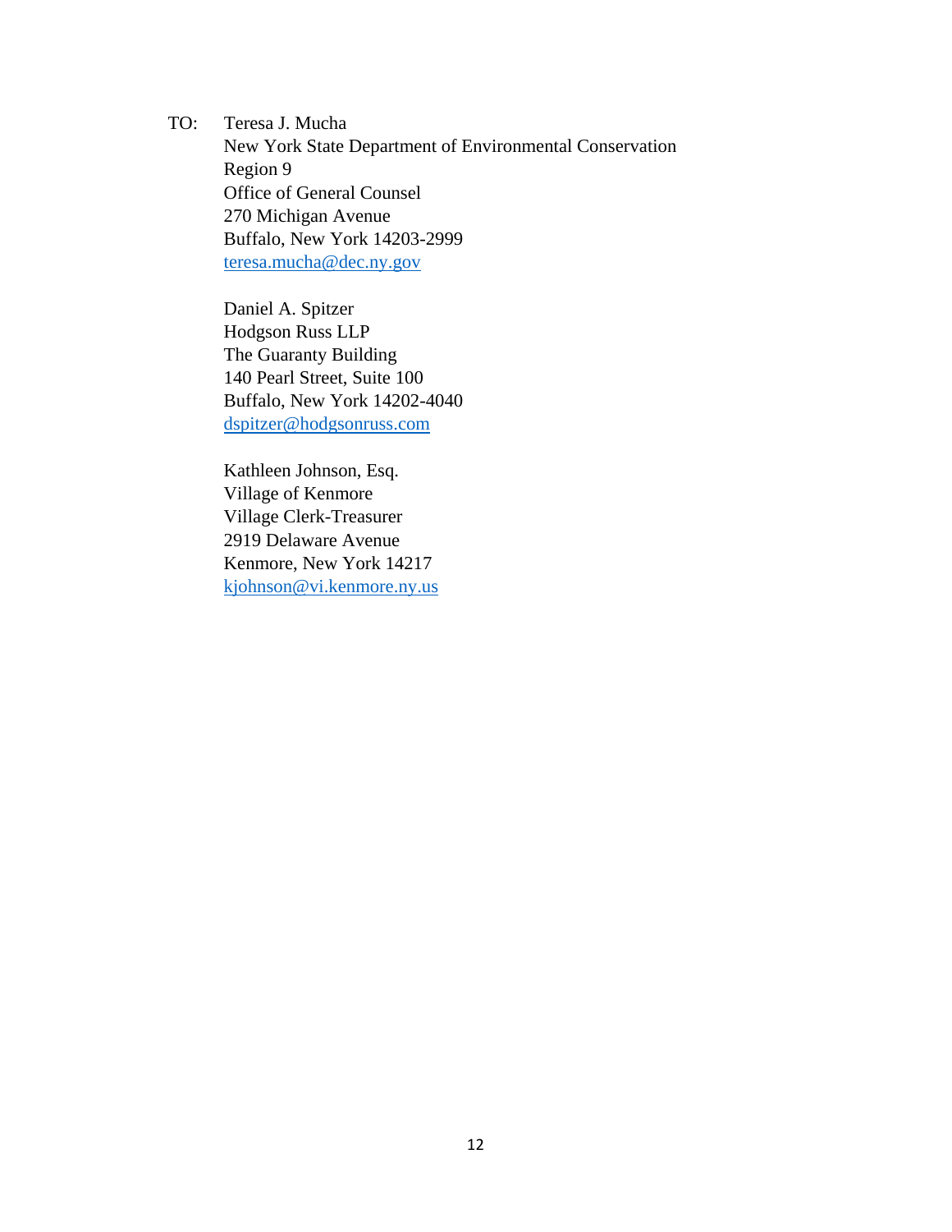TO: Teresa J. Mucha
New York State Department of Environmental Conservation
Region 9
Office of General Counsel
270 Michigan Avenue
Buffalo, New York 14203-2999
teresa.mucha@dec.ny.gov

Daniel A. Spitzer
Hodgson Russ LLP
The Guaranty Building
140 Pearl Street, Suite 100
Buffalo, New York 14202-4040
dspitzer@hodgsonruss.com

Kathleen Johnson, Esq.
Village of Kenmore
Village Clerk-Treasurer
2919 Delaware Avenue
Kenmore, New York 14217
kjohnson@vi.kenmore.ny.us